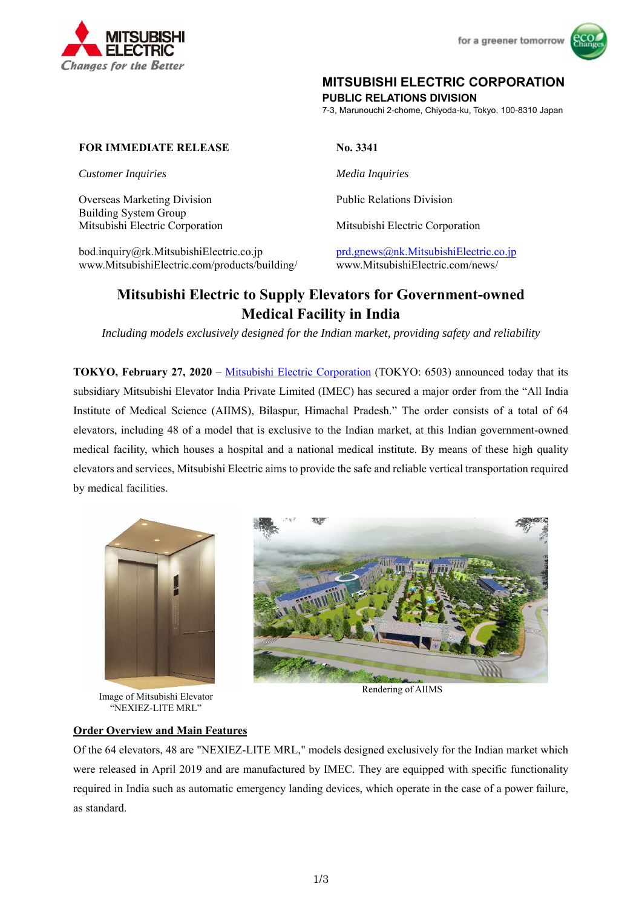**MITSUBISHI ELECTRIC CORPORATION**
**PUBLIC RELATIONS DIVISION**
7-3, Marunouchi 2-chome, Chiyoda-ku, Tokyo, 100-8310 Japan

**FOR IMMEDIATE RELEASE**

**No. 3341**

*Customer Inquiries*

Overseas Marketing Division
Building System Group
Mitsubishi Electric Corporation

bod.inquiry@rk.MitsubishiElectric.co.jp
www.MitsubishiElectric.com/products/building/

*Media Inquiries*

Public Relations Division

Mitsubishi Electric Corporation

prd.gnews@nk.MitsubishiElectric.co.jp
www.MitsubishiElectric.com/news/

# Mitsubishi Electric to Supply Elevators for Government-owned Medical Facility in India

*Including models exclusively designed for the Indian market, providing safety and reliability*

**TOKYO, February 27, 2020** – Mitsubishi Electric Corporation (TOKYO: 6503) announced today that its subsidiary Mitsubishi Elevator India Private Limited (IMEC) has secured a major order from the "All India Institute of Medical Science (AIIMS), Bilaspur, Himachal Pradesh." The order consists of a total of 64 elevators, including 48 of a model that is exclusive to the Indian market, at this Indian government-owned medical facility, which houses a hospital and a national medical institute. By means of these high quality elevators and services, Mitsubishi Electric aims to provide the safe and reliable vertical transportation required by medical facilities.

Image of Mitsubishi Elevator "NEXIEZ-LITE MRL"

Rendering of AIIMS

## Order Overview and Main Features

Of the 64 elevators, 48 are "NEXIEZ-LITE MRL," models designed exclusively for the Indian market which were released in April 2019 and are manufactured by IMEC. They are equipped with specific functionality required in India such as automatic emergency landing devices, which operate in the case of a power failure, as standard.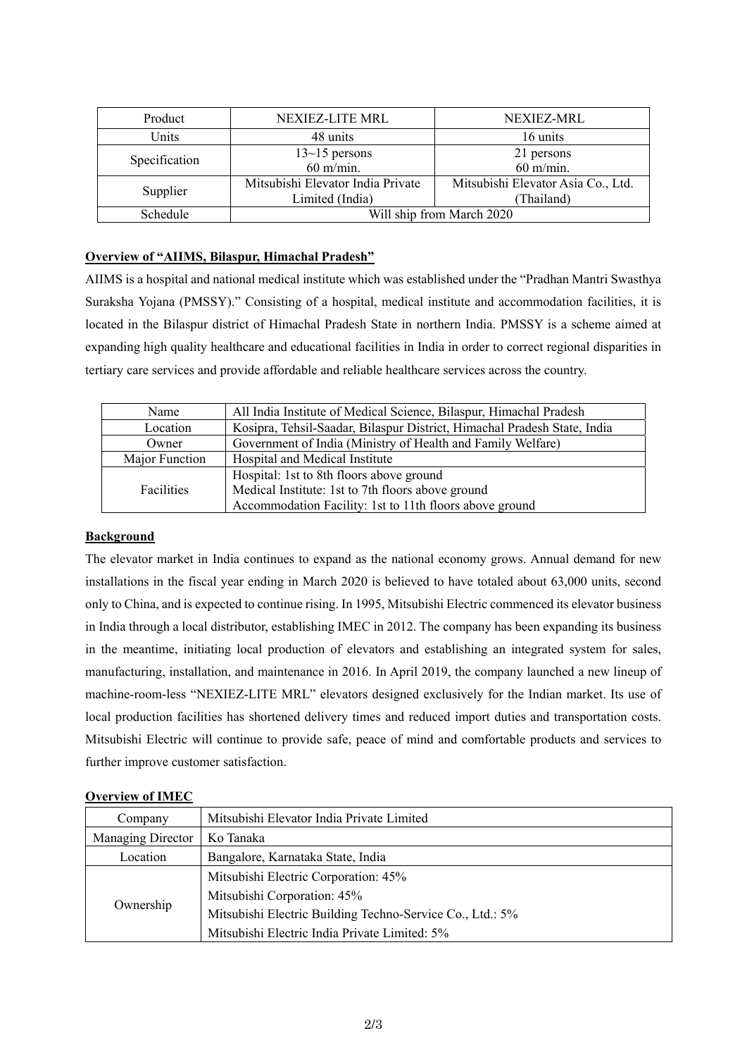| Product | NEXIEZ-LITE MRL | NEXIEZ-MRL |
|---|---|---|
| Units | 48 units | 16 units |
| Specification | 13~15 persons<br>60 m/min. | 21 persons<br>60 m/min. |
| Supplier | Mitsubishi Elevator India Private Limited (India) | Mitsubishi Elevator Asia Co., Ltd. (Thailand) |
| Schedule | Will ship from March 2020 | |

**Overview of "AIIMS, Bilaspur, Himachal Pradesh"**

AIIMS is a hospital and national medical institute which was established under the "Pradhan Mantri Swasthya Suraksha Yojana (PMSSY)." Consisting of a hospital, medical institute and accommodation facilities, it is located in the Bilaspur district of Himachal Pradesh State in northern India. PMSSY is a scheme aimed at expanding high quality healthcare and educational facilities in India in order to correct regional disparities in tertiary care services and provide affordable and reliable healthcare services across the country.

| Name | All India Institute of Medical Science, Bilaspur, Himachal Pradesh |
|---|---|
| Location | Kosipra, Tehsil-Saadar, Bilaspur District, Himachal Pradesh State, India |
| Owner | Government of India (Ministry of Health and Family Welfare) |
| Major Function | Hospital and Medical Institute |
| Facilities | Hospital: 1st to 8th floors above ground<br>Medical Institute: 1st to 7th floors above ground<br>Accommodation Facility: 1st to 11th floors above ground |

**Background**

The elevator market in India continues to expand as the national economy grows. Annual demand for new installations in the fiscal year ending in March 2020 is believed to have totaled about 63,000 units, second only to China, and is expected to continue rising. In 1995, Mitsubishi Electric commenced its elevator business in India through a local distributor, establishing IMEC in 2012. The company has been expanding its business in the meantime, initiating local production of elevators and establishing an integrated system for sales, manufacturing, installation, and maintenance in 2016. In April 2019, the company launched a new lineup of machine-room-less "NEXIEZ-LITE MRL" elevators designed exclusively for the Indian market. Its use of local production facilities has shortened delivery times and reduced import duties and transportation costs. Mitsubishi Electric will continue to provide safe, peace of mind and comfortable products and services to further improve customer satisfaction.

**Overview of IMEC**

| Company | Mitsubishi Elevator India Private Limited |
|---|---|
| Managing Director | Ko Tanaka |
| Location | Bangalore, Karnataka State, India |
| Ownership | Mitsubishi Electric Corporation: 45%<br>Mitsubishi Corporation: 45%<br>Mitsubishi Electric Building Techno-Service Co., Ltd.: 5%<br>Mitsubishi Electric India Private Limited: 5% |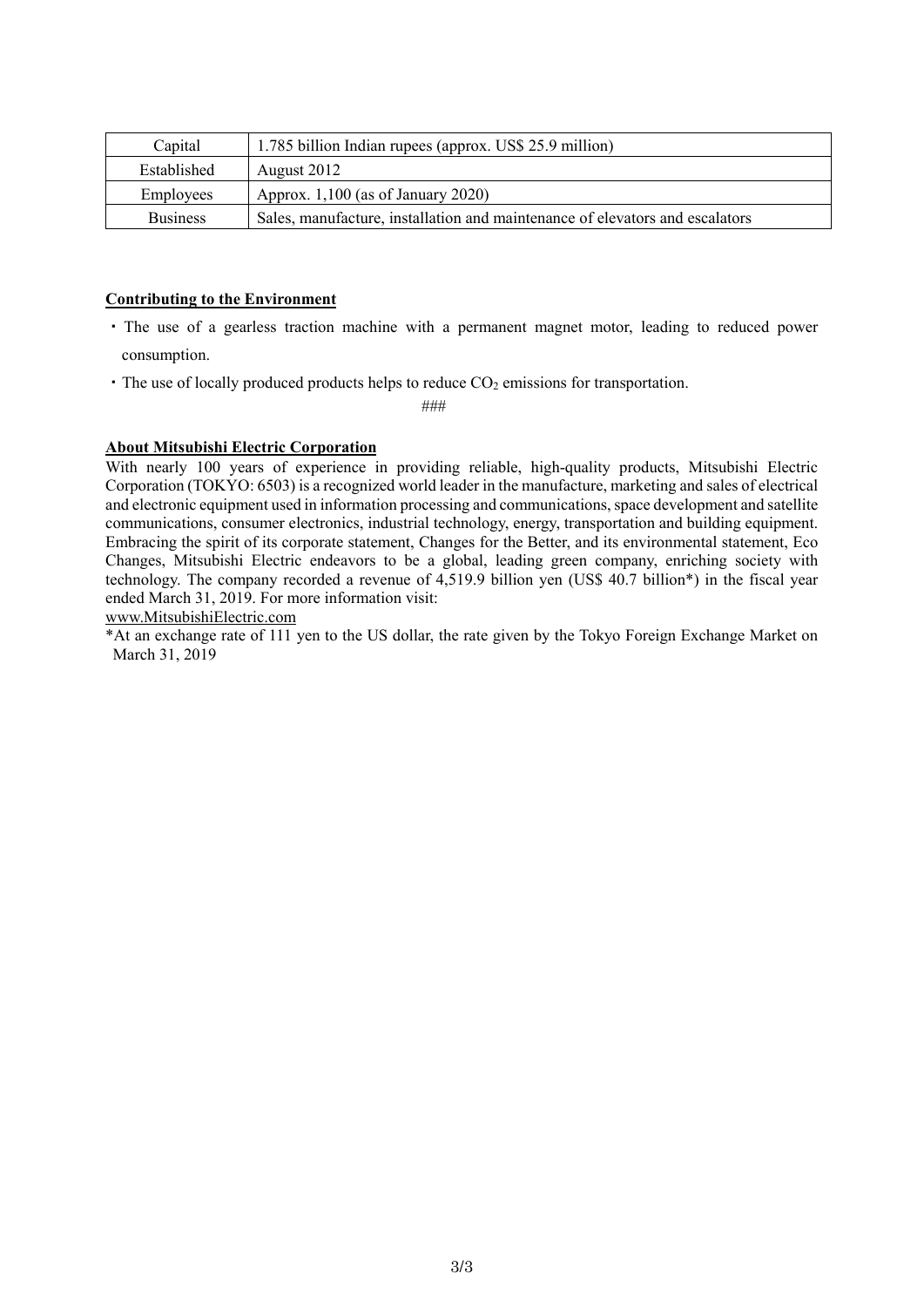| Capital | 1.785 billion Indian rupees (approx. US$ 25.9 million) |
|---|---|
| Established | August 2012 |
| Employees | Approx. 1,100 (as of January 2020) |
| Business | Sales, manufacture, installation and maintenance of elevators and escalators |

**Contributing to the Environment**

- The use of a gearless traction machine with a permanent magnet motor, leading to reduced power consumption.
- The use of locally produced products helps to reduce $CO_2$ emissions for transportation.

###

**About Mitsubishi Electric Corporation**

With nearly 100 years of experience in providing reliable, high-quality products, Mitsubishi Electric Corporation (TOKYO: 6503) is a recognized world leader in the manufacture, marketing and sales of electrical and electronic equipment used in information processing and communications, space development and satellite communications, consumer electronics, industrial technology, energy, transportation and building equipment. Embracing the spirit of its corporate statement, Changes for the Better, and its environmental statement, Eco Changes, Mitsubishi Electric endeavors to be a global, leading green company, enriching society with technology. The company recorded a revenue of 4,519.9 billion yen (US$ 40.7 billion*) in the fiscal year ended March 31, 2019. For more information visit:
www.MitsubishiElectric.com

*At an exchange rate of 111 yen to the US dollar, the rate given by the Tokyo Foreign Exchange Market on March 31, 2019